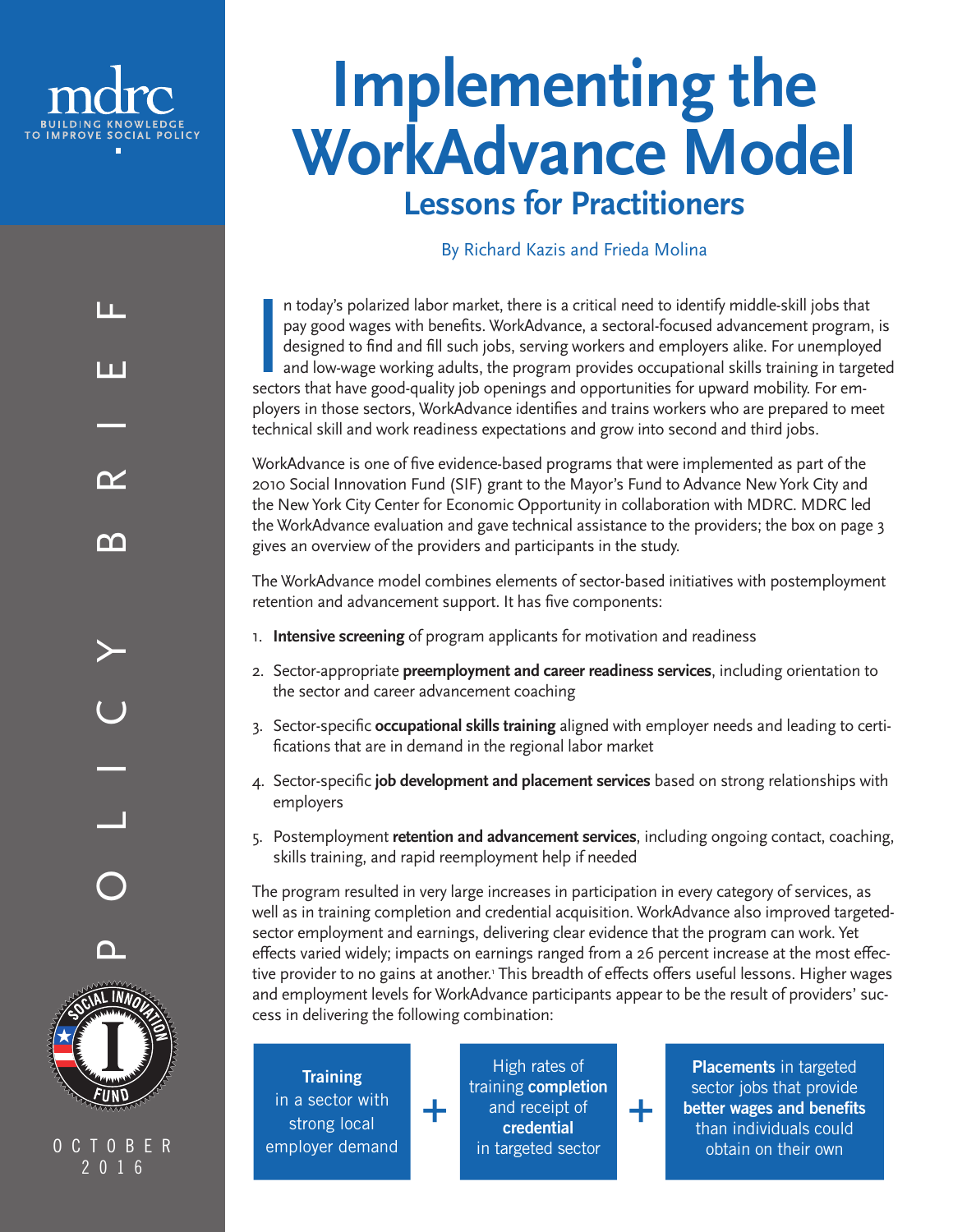mdrc

BUILDING KNOWLEDGE TO IMPROVE SOCIAL POLICY

POLICY BRIEF

OCTOBER 2016

# Implementing the WorkAdvance Model

## Lessons for Practitioners

By Richard Kazis and Frieda Molina

In today's polarized labor market, there is a critical need to identify middle-skill jobs that pay good wages with benefits. WorkAdvance, a sectoral-focused advancement program, is designed to find and fill such jobs, serving workers and employers alike. For unemployed and low-wage working adults, the program provides occupational skills training in targeted sectors that have good-quality job openings and opportunities for upward mobility. For employers in those sectors, WorkAdvance identifies and trains workers who are prepared to meet technical skill and work readiness expectations and grow into second and third jobs.

WorkAdvance is one of five evidence-based programs that were implemented as part of the 2010 Social Innovation Fund (SIF) grant to the Mayor's Fund to Advance New York City and the New York City Center for Economic Opportunity in collaboration with MDRC. MDRC led the WorkAdvance evaluation and gave technical assistance to the providers; the box on page 3 gives an overview of the providers and participants in the study.

The WorkAdvance model combines elements of sector-based initiatives with postemployment retention and advancement support. It has five components:

1. **Intensive screening** of program applicants for motivation and readiness
2. Sector-appropriate **preemployment and career readiness services**, including orientation to the sector and career advancement coaching
3. Sector-specific **occupational skills training** aligned with employer needs and leading to certifications that are in demand in the regional labor market
4. Sector-specific **job development and placement services** based on strong relationships with employers
5. Postemployment **retention and advancement services**, including ongoing contact, coaching, skills training, and rapid reemployment help if needed

The program resulted in very large increases in participation in every category of services, as well as in training completion and credential acquisition. WorkAdvance also improved targeted-sector employment and earnings, delivering clear evidence that the program can work. Yet effects varied widely; impacts on earnings ranged from a 26 percent increase at the most effective provider to no gains at another.[1] This breadth of effects offers useful lessons. Higher wages and employment levels for WorkAdvance participants appear to be the result of providers' success in delivering the following combination:

**Training** in a sector with strong local employer demand + High rates of training **completion** and receipt of **credential** in targeted sector + **Placements** in targeted sector jobs that provide **better wages and benefits** than individuals could obtain on their own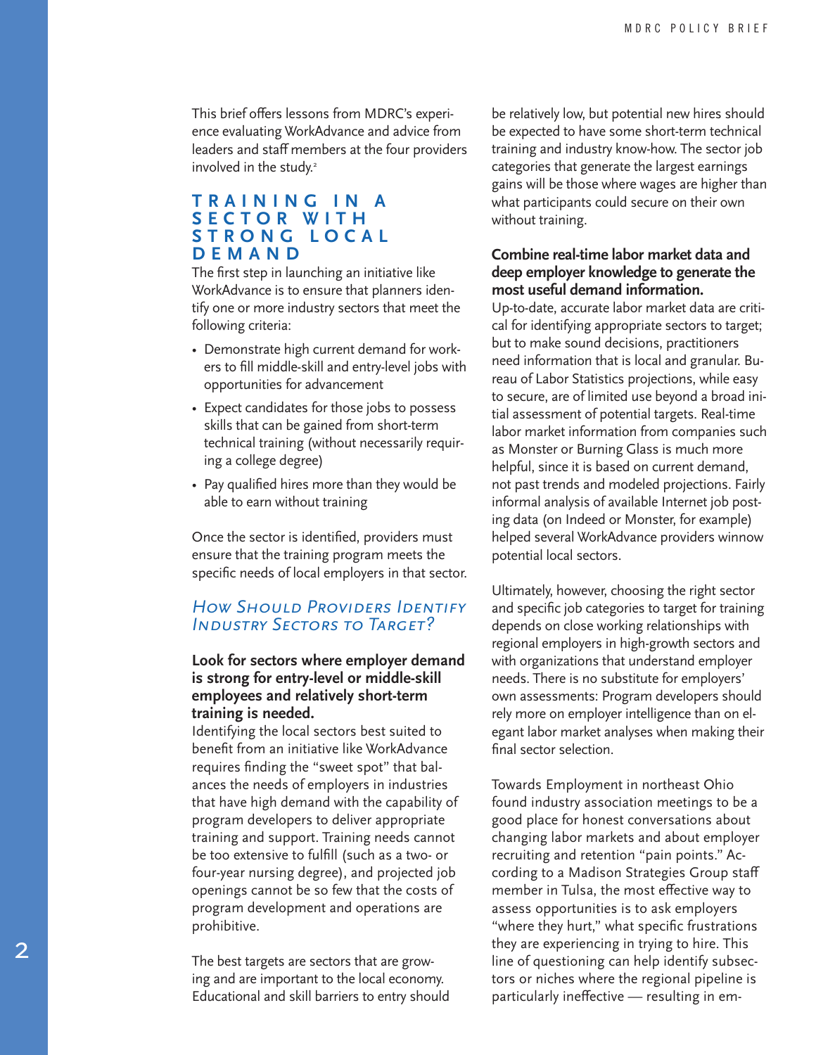This brief offers lessons from MDRC's experience evaluating WorkAdvance and advice from leaders and staff members at the four providers involved in the study.[2]

## TRAINING IN A SECTOR WITH STRONG LOCAL DEMAND

The first step in launching an initiative like WorkAdvance is to ensure that planners identify one or more industry sectors that meet the following criteria:

- Demonstrate high current demand for workers to fill middle-skill and entry-level jobs with opportunities for advancement
- Expect candidates for those jobs to possess skills that can be gained from short-term technical training (without necessarily requiring a college degree)
- Pay qualified hires more than they would be able to earn without training

Once the sector is identified, providers must ensure that the training program meets the specific needs of local employers in that sector.

### *How Should Providers Identify Industry Sectors to Target?*

**Look for sectors where employer demand is strong for entry-level or middle-skill employees and relatively short-term training is needed.**

Identifying the local sectors best suited to benefit from an initiative like WorkAdvance requires finding the "sweet spot" that balances the needs of employers in industries that have high demand with the capability of program developers to deliver appropriate training and support. Training needs cannot be too extensive to fulfill (such as a two- or four-year nursing degree), and projected job openings cannot be so few that the costs of program development and operations are prohibitive.

The best targets are sectors that are growing and are important to the local economy. Educational and skill barriers to entry should be relatively low, but potential new hires should be expected to have some short-term technical training and industry know-how. The sector job categories that generate the largest earnings gains will be those where wages are higher than what participants could secure on their own without training.

**Combine real-time labor market data and deep employer knowledge to generate the most useful demand information.**

Up-to-date, accurate labor market data are critical for identifying appropriate sectors to target; but to make sound decisions, practitioners need information that is local and granular. Bureau of Labor Statistics projections, while easy to secure, are of limited use beyond a broad initial assessment of potential targets. Real-time labor market information from companies such as Monster or Burning Glass is much more helpful, since it is based on current demand, not past trends and modeled projections. Fairly informal analysis of available Internet job posting data (on Indeed or Monster, for example) helped several WorkAdvance providers winnow potential local sectors.

Ultimately, however, choosing the right sector and specific job categories to target for training depends on close working relationships with regional employers in high-growth sectors and with organizations that understand employer needs. There is no substitute for employers' own assessments: Program developers should rely more on employer intelligence than on elegant labor market analyses when making their final sector selection.

Towards Employment in northeast Ohio found industry association meetings to be a good place for honest conversations about changing labor markets and about employer recruiting and retention "pain points." According to a Madison Strategies Group staff member in Tulsa, the most effective way to assess opportunities is to ask employers "where they hurt," what specific frustrations they are experiencing in trying to hire. This line of questioning can help identify subsectors or niches where the regional pipeline is particularly ineffective — resulting in em-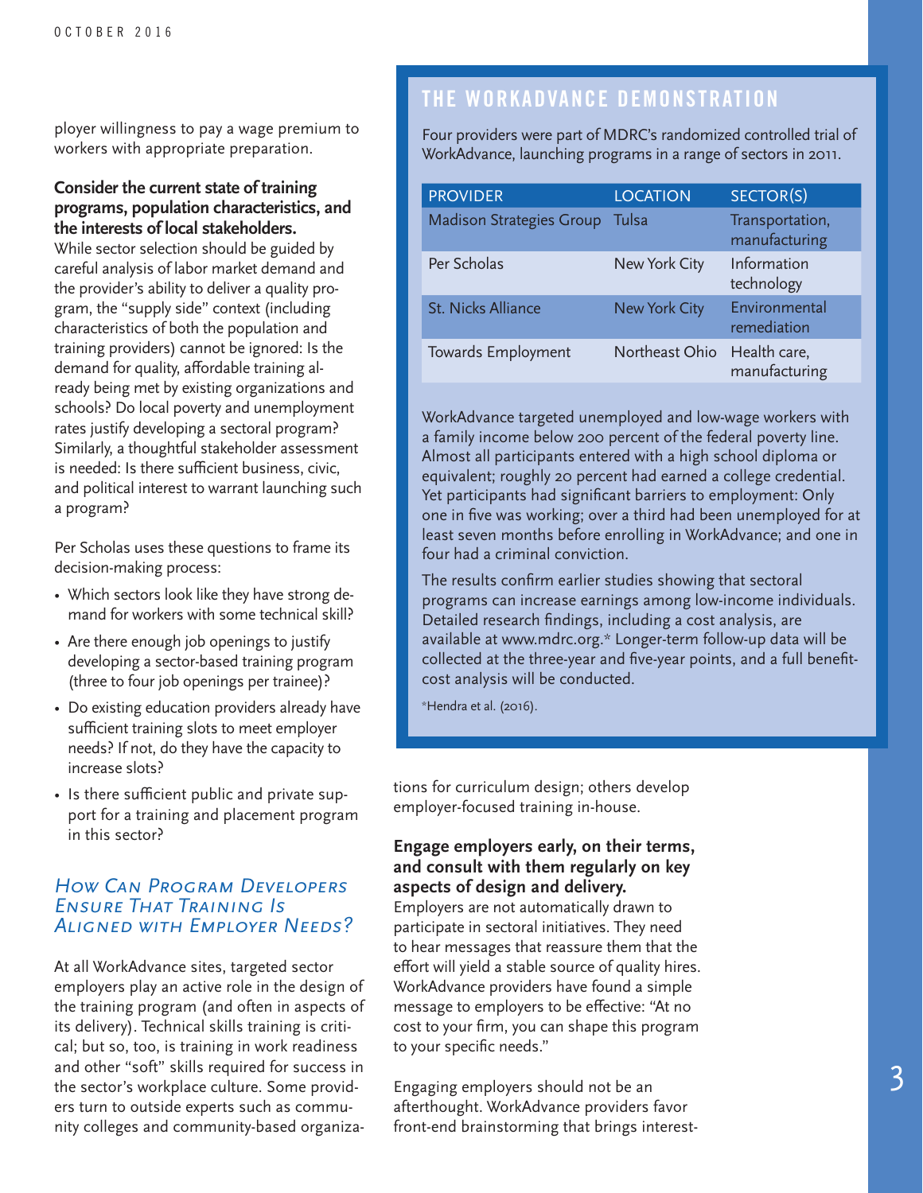ployer willingness to pay a wage premium to workers with appropriate preparation.

**Consider the current state of training programs, population characteristics, and the interests of local stakeholders.** While sector selection should be guided by careful analysis of labor market demand and the provider's ability to deliver a quality program, the "supply side" context (including characteristics of both the population and training providers) cannot be ignored: Is the demand for quality, affordable training already being met by existing organizations and schools? Do local poverty and unemployment rates justify developing a sectoral program? Similarly, a thoughtful stakeholder assessment is needed: Is there sufficient business, civic, and political interest to warrant launching such a program?

Per Scholas uses these questions to frame its decision-making process:

- Which sectors look like they have strong demand for workers with some technical skill?
- Are there enough job openings to justify developing a sector-based training program (three to four job openings per trainee)?
- Do existing education providers already have sufficient training slots to meet employer needs? If not, do they have the capacity to increase slots?
- Is there sufficient public and private support for a training and placement program in this sector?

## *How Can Program Developers Ensure That Training Is Aligned with Employer Needs?*

At all WorkAdvance sites, targeted sector employers play an active role in the design of the training program (and often in aspects of its delivery). Technical skills training is critical; but so, too, is training in work readiness and other "soft" skills required for success in the sector's workplace culture. Some providers turn to outside experts such as community colleges and community-based organizations for curriculum design; others develop employer-focused training in-house.

**Engage employers early, on their terms, and consult with them regularly on key aspects of design and delivery.**
Employers are not automatically drawn to participate in sectoral initiatives. They need to hear messages that reassure them that the effort will yield a stable source of quality hires. WorkAdvance providers have found a simple message to employers to be effective: "At no cost to your firm, you can shape this program to your specific needs."

Engaging employers should not be an afterthought. WorkAdvance providers favor front-end brainstorming that brings interest-

## THE WORKADVANCE DEMONSTRATION

Four providers were part of MDRC's randomized controlled trial of WorkAdvance, launching programs in a range of sectors in 2011.

| PROVIDER | LOCATION | SECTOR(S) |
|---|---|---|
| Madison Strategies Group | Tulsa | Transportation, manufacturing |
| Per Scholas | New York City | Information technology |
| St. Nicks Alliance | New York City | Environmental remediation |
| Towards Employment | Northeast Ohio | Health care, manufacturing |

WorkAdvance targeted unemployed and low-wage workers with a family income below 200 percent of the federal poverty line. Almost all participants entered with a high school diploma or equivalent; roughly 20 percent had earned a college credential. Yet participants had significant barriers to employment: Only one in five was working; over a third had been unemployed for at least seven months before enrolling in WorkAdvance; and one in four had a criminal conviction.

The results confirm earlier studies showing that sectoral programs can increase earnings among low-income individuals. Detailed research findings, including a cost analysis, are available at www.mdrc.org.* Longer-term follow-up data will be collected at the three-year and five-year points, and a full benefit-cost analysis will be conducted.

*Hendra et al. (2016).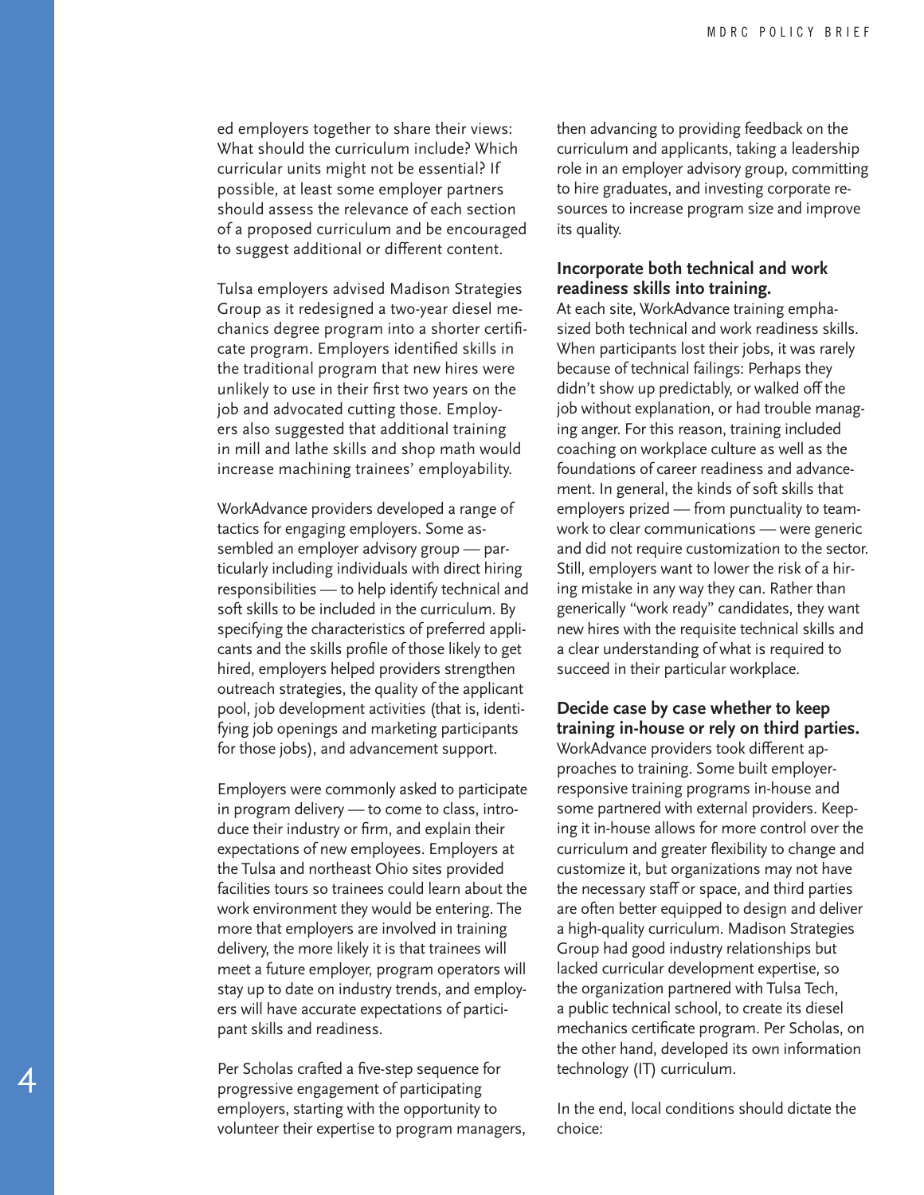ed employers together to share their views: What should the curriculum include? Which curricular units might not be essential? If possible, at least some employer partners should assess the relevance of each section of a proposed curriculum and be encouraged to suggest additional or different content.

Tulsa employers advised Madison Strategies Group as it redesigned a two-year diesel mechanics degree program into a shorter certificate program. Employers identified skills in the traditional program that new hires were unlikely to use in their first two years on the job and advocated cutting those. Employers also suggested that additional training in mill and lathe skills and shop math would increase machining trainees' employability.

WorkAdvance providers developed a range of tactics for engaging employers. Some assembled an employer advisory group — particularly including individuals with direct hiring responsibilities — to help identify technical and soft skills to be included in the curriculum. By specifying the characteristics of preferred applicants and the skills profile of those likely to get hired, employers helped providers strengthen outreach strategies, the quality of the applicant pool, job development activities (that is, identifying job openings and marketing participants for those jobs), and advancement support.

Employers were commonly asked to participate in program delivery — to come to class, introduce their industry or firm, and explain their expectations of new employees. Employers at the Tulsa and northeast Ohio sites provided facilities tours so trainees could learn about the work environment they would be entering. The more that employers are involved in training delivery, the more likely it is that trainees will meet a future employer, program operators will stay up to date on industry trends, and employers will have accurate expectations of participant skills and readiness.

Per Scholas crafted a five-step sequence for progressive engagement of participating employers, starting with the opportunity to volunteer their expertise to program managers, then advancing to providing feedback on the curriculum and applicants, taking a leadership role in an employer advisory group, committing to hire graduates, and investing corporate resources to increase program size and improve its quality.

### Incorporate both technical and work readiness skills into training.

At each site, WorkAdvance training emphasized both technical and work readiness skills. When participants lost their jobs, it was rarely because of technical failings: Perhaps they didn't show up predictably, or walked off the job without explanation, or had trouble managing anger. For this reason, training included coaching on workplace culture as well as the foundations of career readiness and advancement. In general, the kinds of soft skills that employers prized — from punctuality to teamwork to clear communications — were generic and did not require customization to the sector. Still, employers want to lower the risk of a hiring mistake in any way they can. Rather than generically "work ready" candidates, they want new hires with the requisite technical skills and a clear understanding of what is required to succeed in their particular workplace.

### Decide case by case whether to keep training in-house or rely on third parties.

WorkAdvance providers took different approaches to training. Some built employer-responsive training programs in-house and some partnered with external providers. Keeping it in-house allows for more control over the curriculum and greater flexibility to change and customize it, but organizations may not have the necessary staff or space, and third parties are often better equipped to design and deliver a high-quality curriculum. Madison Strategies Group had good industry relationships but lacked curricular development expertise, so the organization partnered with Tulsa Tech, a public technical school, to create its diesel mechanics certificate program. Per Scholas, on the other hand, developed its own information technology (IT) curriculum.

In the end, local conditions should dictate the choice: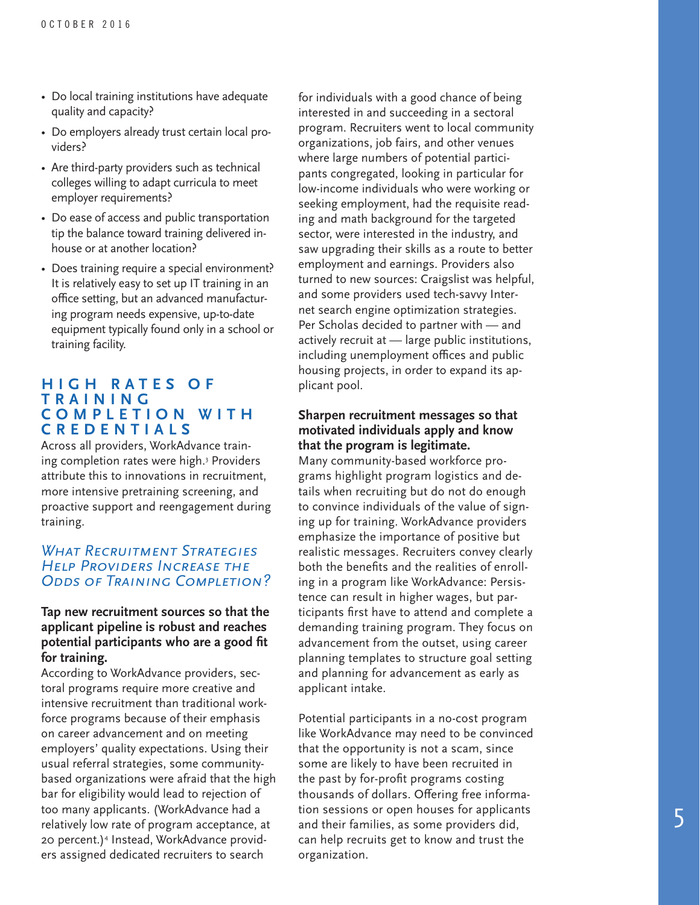- Do local training institutions have adequate quality and capacity?
- Do employers already trust certain local providers?
- Are third-party providers such as technical colleges willing to adapt curricula to meet employer requirements?
- Do ease of access and public transportation tip the balance toward training delivered in-house or at another location?
- Does training require a special environment? It is relatively easy to set up IT training in an office setting, but an advanced manufacturing program needs expensive, up-to-date equipment typically found only in a school or training facility.

## HIGH RATES OF TRAINING COMPLETION WITH CREDENTIALS

Across all providers, WorkAdvance training completion rates were high.[3] Providers attribute this to innovations in recruitment, more intensive pretraining screening, and proactive support and reengagement during training.

### *What Recruitment Strategies Help Providers Increase the Odds of Training Completion?*

**Tap new recruitment sources so that the applicant pipeline is robust and reaches potential participants who are a good fit for training.**

According to WorkAdvance providers, sectoral programs require more creative and intensive recruitment than traditional workforce programs because of their emphasis on career advancement and on meeting employers' quality expectations. Using their usual referral strategies, some community-based organizations were afraid that the high bar for eligibility would lead to rejection of too many applicants. (WorkAdvance had a relatively low rate of program acceptance, at 20 percent.)[4] Instead, WorkAdvance providers assigned dedicated recruiters to search for individuals with a good chance of being interested in and succeeding in a sectoral program. Recruiters went to local community organizations, job fairs, and other venues where large numbers of potential participants congregated, looking in particular for low-income individuals who were working or seeking employment, had the requisite reading and math background for the targeted sector, were interested in the industry, and saw upgrading their skills as a route to better employment and earnings. Providers also turned to new sources: Craigslist was helpful, and some providers used tech-savvy Internet search engine optimization strategies. Per Scholas decided to partner with — and actively recruit at — large public institutions, including unemployment offices and public housing projects, in order to expand its applicant pool.

**Sharpen recruitment messages so that motivated individuals apply and know that the program is legitimate.**

Many community-based workforce programs highlight program logistics and details when recruiting but do not do enough to convince individuals of the value of signing up for training. WorkAdvance providers emphasize the importance of positive but realistic messages. Recruiters convey clearly both the benefits and the realities of enrolling in a program like WorkAdvance: Persistence can result in higher wages, but participants first have to attend and complete a demanding training program. They focus on advancement from the outset, using career planning templates to structure goal setting and planning for advancement as early as applicant intake.

Potential participants in a no-cost program like WorkAdvance may need to be convinced that the opportunity is not a scam, since some are likely to have been recruited in the past by for-profit programs costing thousands of dollars. Offering free information sessions or open houses for applicants and their families, as some providers did, can help recruits get to know and trust the organization.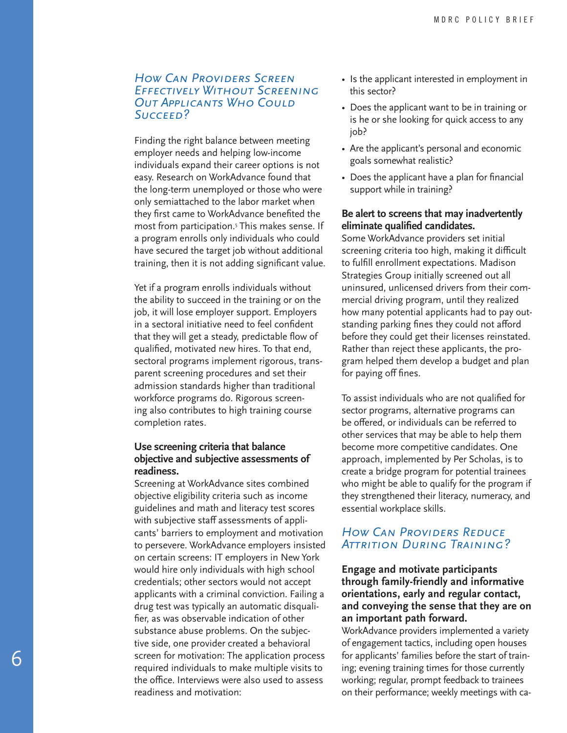## *How Can Providers Screen Effectively Without Screening Out Applicants Who Could Succeed?*

Finding the right balance between meeting employer needs and helping low-income individuals expand their career options is not easy. Research on WorkAdvance found that the long-term unemployed or those who were only semiattached to the labor market when they first came to WorkAdvance benefited the most from participation.[5] This makes sense. If a program enrolls only individuals who could have secured the target job without additional training, then it is not adding significant value.

Yet if a program enrolls individuals without the ability to succeed in the training or on the job, it will lose employer support. Employers in a sectoral initiative need to feel confident that they will get a steady, predictable flow of qualified, motivated new hires. To that end, sectoral programs implement rigorous, transparent screening procedures and set their admission standards higher than traditional workforce programs do. Rigorous screening also contributes to high training course completion rates.

**Use screening criteria that balance objective and subjective assessments of readiness.**

Screening at WorkAdvance sites combined objective eligibility criteria such as income guidelines and math and literacy test scores with subjective staff assessments of applicants' barriers to employment and motivation to persevere. WorkAdvance employers insisted on certain screens: IT employers in New York would hire only individuals with high school credentials; other sectors would not accept applicants with a criminal conviction. Failing a drug test was typically an automatic disqualifier, as was observable indication of other substance abuse problems. On the subjective side, one provider created a behavioral screen for motivation: The application process required individuals to make multiple visits to the office. Interviews were also used to assess readiness and motivation:

- Is the applicant interested in employment in this sector?
- Does the applicant want to be in training or is he or she looking for quick access to any job?
- Are the applicant's personal and economic goals somewhat realistic?
- Does the applicant have a plan for financial support while in training?

**Be alert to screens that may inadvertently eliminate qualified candidates.**

Some WorkAdvance providers set initial screening criteria too high, making it difficult to fulfill enrollment expectations. Madison Strategies Group initially screened out all uninsured, unlicensed drivers from their commercial driving program, until they realized how many potential applicants had to pay outstanding parking fines they could not afford before they could get their licenses reinstated. Rather than reject these applicants, the program helped them develop a budget and plan for paying off fines.

To assist individuals who are not qualified for sector programs, alternative programs can be offered, or individuals can be referred to other services that may be able to help them become more competitive candidates. One approach, implemented by Per Scholas, is to create a bridge program for potential trainees who might be able to qualify for the program if they strengthened their literacy, numeracy, and essential workplace skills.

## *How Can Providers Reduce Attrition During Training?*

**Engage and motivate participants through family-friendly and informative orientations, early and regular contact, and conveying the sense that they are on an important path forward.**

WorkAdvance providers implemented a variety of engagement tactics, including open houses for applicants' families before the start of training; evening training times for those currently working; regular, prompt feedback to trainees on their performance; weekly meetings with ca-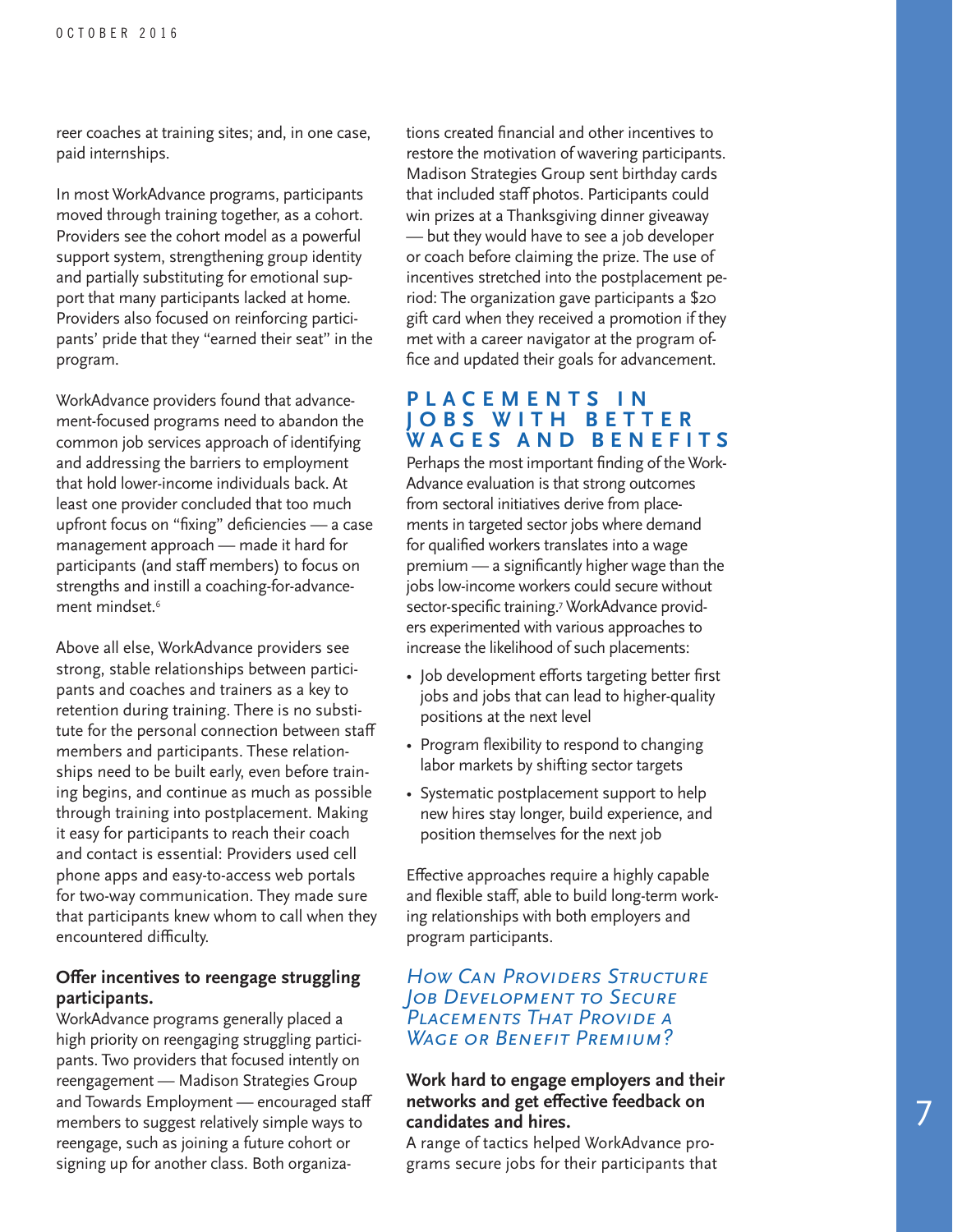reer coaches at training sites; and, in one case, paid internships.

In most WorkAdvance programs, participants moved through training together, as a cohort. Providers see the cohort model as a powerful support system, strengthening group identity and partially substituting for emotional support that many participants lacked at home. Providers also focused on reinforcing participants' pride that they "earned their seat" in the program.

WorkAdvance providers found that advancement-focused programs need to abandon the common job services approach of identifying and addressing the barriers to employment that hold lower-income individuals back. At least one provider concluded that too much upfront focus on "fixing" deficiencies — a case management approach — made it hard for participants (and staff members) to focus on strengths and instill a coaching-for-advancement mindset.[6]

Above all else, WorkAdvance providers see strong, stable relationships between participants and coaches and trainers as a key to retention during training. There is no substitute for the personal connection between staff members and participants. These relationships need to be built early, even before training begins, and continue as much as possible through training into postplacement. Making it easy for participants to reach their coach and contact is essential: Providers used cell phone apps and easy-to-access web portals for two-way communication. They made sure that participants knew whom to call when they encountered difficulty.

**Offer incentives to reengage struggling participants.**

WorkAdvance programs generally placed a high priority on reengaging struggling participants. Two providers that focused intently on reengagement — Madison Strategies Group and Towards Employment — encouraged staff members to suggest relatively simple ways to reengage, such as joining a future cohort or signing up for another class. Both organizations created financial and other incentives to restore the motivation of wavering participants. Madison Strategies Group sent birthday cards that included staff photos. Participants could win prizes at a Thanksgiving dinner giveaway — but they would have to see a job developer or coach before claiming the prize. The use of incentives stretched into the postplacement period: The organization gave participants a $20 gift card when they received a promotion if they met with a career navigator at the program office and updated their goals for advancement.

## PLACEMENTS IN JOBS WITH BETTER WAGES AND BENEFITS

Perhaps the most important finding of the WorkAdvance evaluation is that strong outcomes from sectoral initiatives derive from placements in targeted sector jobs where demand for qualified workers translates into a wage premium — a significantly higher wage than the jobs low-income workers could secure without sector-specific training.[7] WorkAdvance providers experimented with various approaches to increase the likelihood of such placements:

- Job development efforts targeting better first jobs and jobs that can lead to higher-quality positions at the next level
- Program flexibility to respond to changing labor markets by shifting sector targets
- Systematic postplacement support to help new hires stay longer, build experience, and position themselves for the next job

Effective approaches require a highly capable and flexible staff, able to build long-term working relationships with both employers and program participants.

### *How Can Providers Structure Job Development to Secure Placements That Provide a Wage or Benefit Premium?*

**Work hard to engage employers and their networks and get effective feedback on candidates and hires.**

A range of tactics helped WorkAdvance programs secure jobs for their participants that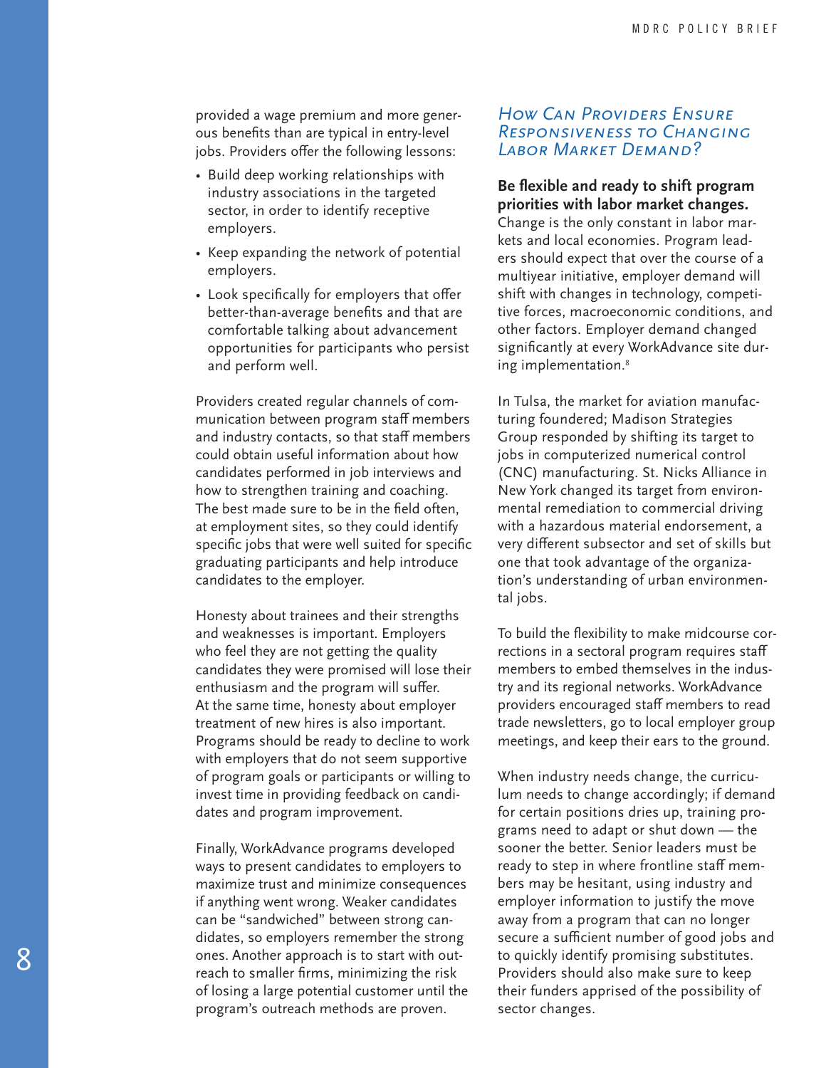provided a wage premium and more generous benefits than are typical in entry-level jobs. Providers offer the following lessons:

- Build deep working relationships with industry associations in the targeted sector, in order to identify receptive employers.
- Keep expanding the network of potential employers.
- Look specifically for employers that offer better-than-average benefits and that are comfortable talking about advancement opportunities for participants who persist and perform well.

Providers created regular channels of communication between program staff members and industry contacts, so that staff members could obtain useful information about how candidates performed in job interviews and how to strengthen training and coaching. The best made sure to be in the field often, at employment sites, so they could identify specific jobs that were well suited for specific graduating participants and help introduce candidates to the employer.

Honesty about trainees and their strengths and weaknesses is important. Employers who feel they are not getting the quality candidates they were promised will lose their enthusiasm and the program will suffer. At the same time, honesty about employer treatment of new hires is also important. Programs should be ready to decline to work with employers that do not seem supportive of program goals or participants or willing to invest time in providing feedback on candidates and program improvement.

Finally, WorkAdvance programs developed ways to present candidates to employers to maximize trust and minimize consequences if anything went wrong. Weaker candidates can be "sandwiched" between strong candidates, so employers remember the strong ones. Another approach is to start with outreach to smaller firms, minimizing the risk of losing a large potential customer until the program's outreach methods are proven.

## *How Can Providers Ensure Responsiveness to Changing Labor Market Demand?*

**Be flexible and ready to shift program priorities with labor market changes.** Change is the only constant in labor markets and local economies. Program leaders should expect that over the course of a multiyear initiative, employer demand will shift with changes in technology, competitive forces, macroeconomic conditions, and other factors. Employer demand changed significantly at every WorkAdvance site during implementation.[8]

In Tulsa, the market for aviation manufacturing foundered; Madison Strategies Group responded by shifting its target to jobs in computerized numerical control (CNC) manufacturing. St. Nicks Alliance in New York changed its target from environmental remediation to commercial driving with a hazardous material endorsement, a very different subsector and set of skills but one that took advantage of the organization's understanding of urban environmental jobs.

To build the flexibility to make midcourse corrections in a sectoral program requires staff members to embed themselves in the industry and its regional networks. WorkAdvance providers encouraged staff members to read trade newsletters, go to local employer group meetings, and keep their ears to the ground.

When industry needs change, the curriculum needs to change accordingly; if demand for certain positions dries up, training programs need to adapt or shut down — the sooner the better. Senior leaders must be ready to step in where frontline staff members may be hesitant, using industry and employer information to justify the move away from a program that can no longer secure a sufficient number of good jobs and to quickly identify promising substitutes. Providers should also make sure to keep their funders apprised of the possibility of sector changes.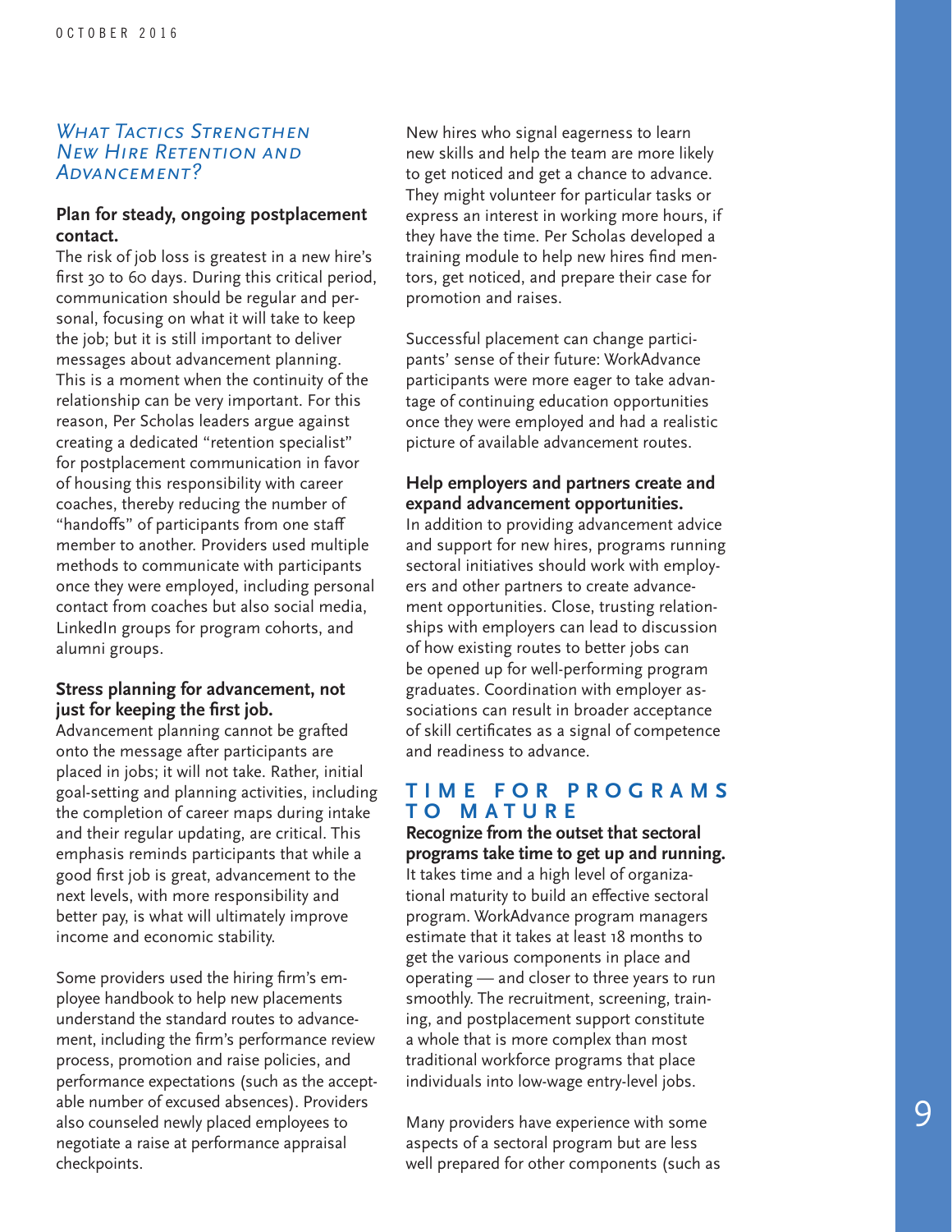## *What Tactics Strengthen New Hire Retention and Advancement?*

**Plan for steady, ongoing postplacement contact.**

The risk of job loss is greatest in a new hire's first 30 to 60 days. During this critical period, communication should be regular and personal, focusing on what it will take to keep the job; but it is still important to deliver messages about advancement planning. This is a moment when the continuity of the relationship can be very important. For this reason, Per Scholas leaders argue against creating a dedicated "retention specialist" for postplacement communication in favor of housing this responsibility with career coaches, thereby reducing the number of "handoffs" of participants from one staff member to another. Providers used multiple methods to communicate with participants once they were employed, including personal contact from coaches but also social media, LinkedIn groups for program cohorts, and alumni groups.

**Stress planning for advancement, not just for keeping the first job.**

Advancement planning cannot be grafted onto the message after participants are placed in jobs; it will not take. Rather, initial goal-setting and planning activities, including the completion of career maps during intake and their regular updating, are critical. This emphasis reminds participants that while a good first job is great, advancement to the next levels, with more responsibility and better pay, is what will ultimately improve income and economic stability.

Some providers used the hiring firm's employee handbook to help new placements understand the standard routes to advancement, including the firm's performance review process, promotion and raise policies, and performance expectations (such as the acceptable number of excused absences). Providers also counseled newly placed employees to negotiate a raise at performance appraisal checkpoints.

New hires who signal eagerness to learn new skills and help the team are more likely to get noticed and get a chance to advance. They might volunteer for particular tasks or express an interest in working more hours, if they have the time. Per Scholas developed a training module to help new hires find mentors, get noticed, and prepare their case for promotion and raises.

Successful placement can change participants' sense of their future: WorkAdvance participants were more eager to take advantage of continuing education opportunities once they were employed and had a realistic picture of available advancement routes.

**Help employers and partners create and expand advancement opportunities.**

In addition to providing advancement advice and support for new hires, programs running sectoral initiatives should work with employers and other partners to create advancement opportunities. Close, trusting relationships with employers can lead to discussion of how existing routes to better jobs can be opened up for well-performing program graduates. Coordination with employer associations can result in broader acceptance of skill certificates as a signal of competence and readiness to advance.

## TIME FOR PROGRAMS TO MATURE

**Recognize from the outset that sectoral programs take time to get up and running.**

It takes time and a high level of organizational maturity to build an effective sectoral program. WorkAdvance program managers estimate that it takes at least 18 months to get the various components in place and operating — and closer to three years to run smoothly. The recruitment, screening, training, and postplacement support constitute a whole that is more complex than most traditional workforce programs that place individuals into low-wage entry-level jobs.

Many providers have experience with some aspects of a sectoral program but are less well prepared for other components (such as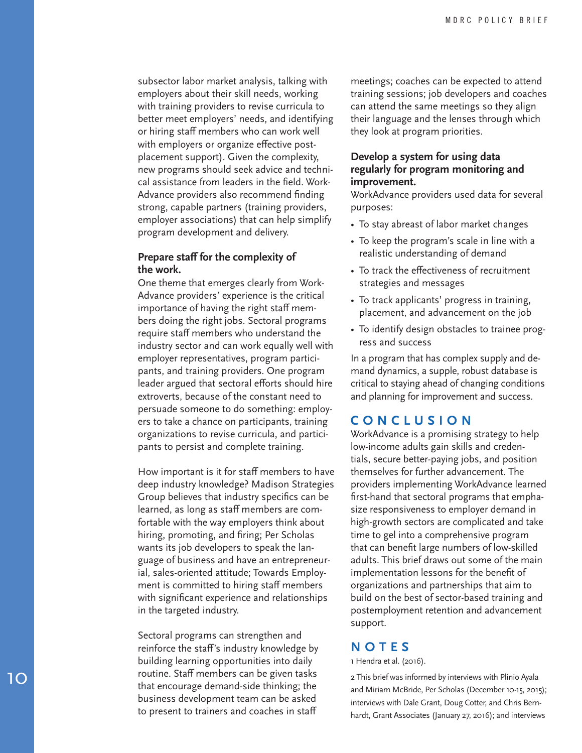subsector labor market analysis, talking with employers about their skill needs, working with training providers to revise curricula to better meet employers' needs, and identifying or hiring staff members who can work well with employers or organize effective post-placement support). Given the complexity, new programs should seek advice and technical assistance from leaders in the field. WorkAdvance providers also recommend finding strong, capable partners (training providers, employer associations) that can help simplify program development and delivery.

### Prepare staff for the complexity of the work.

One theme that emerges clearly from WorkAdvance providers' experience is the critical importance of having the right staff members doing the right jobs. Sectoral programs require staff members who understand the industry sector and can work equally well with employer representatives, program participants, and training providers. One program leader argued that sectoral efforts should hire extroverts, because of the constant need to persuade someone to do something: employers to take a chance on participants, training organizations to revise curricula, and participants to persist and complete training.

How important is it for staff members to have deep industry knowledge? Madison Strategies Group believes that industry specifics can be learned, as long as staff members are comfortable with the way employers think about hiring, promoting, and firing; Per Scholas wants its job developers to speak the language of business and have an entrepreneurial, sales-oriented attitude; Towards Employment is committed to hiring staff members with significant experience and relationships in the targeted industry.

Sectoral programs can strengthen and reinforce the staff's industry knowledge by building learning opportunities into daily routine. Staff members can be given tasks that encourage demand-side thinking; the business development team can be asked to present to trainers and coaches in staff meetings; coaches can be expected to attend training sessions; job developers and coaches can attend the same meetings so they align their language and the lenses through which they look at program priorities.

### Develop a system for using data regularly for program monitoring and improvement.

WorkAdvance providers used data for several purposes:

- To stay abreast of labor market changes
- To keep the program's scale in line with a realistic understanding of demand
- To track the effectiveness of recruitment strategies and messages
- To track applicants' progress in training, placement, and advancement on the job
- To identify design obstacles to trainee progress and success

In a program that has complex supply and demand dynamics, a supple, robust database is critical to staying ahead of changing conditions and planning for improvement and success.

## CONCLUSION

WorkAdvance is a promising strategy to help low-income adults gain skills and credentials, secure better-paying jobs, and position themselves for further advancement. The providers implementing WorkAdvance learned first-hand that sectoral programs that emphasize responsiveness to employer demand in high-growth sectors are complicated and take time to gel into a comprehensive program that can benefit large numbers of low-skilled adults. This brief draws out some of the main implementation lessons for the benefit of organizations and partnerships that aim to build on the best of sector-based training and postemployment retention and advancement support.

## NOTES

1 Hendra et al. (2016).

2 This brief was informed by interviews with Plinio Ayala and Miriam McBride, Per Scholas (December 10-15, 2015); interviews with Dale Grant, Doug Cotter, and Chris Bernhardt, Grant Associates (January 27, 2016); and interviews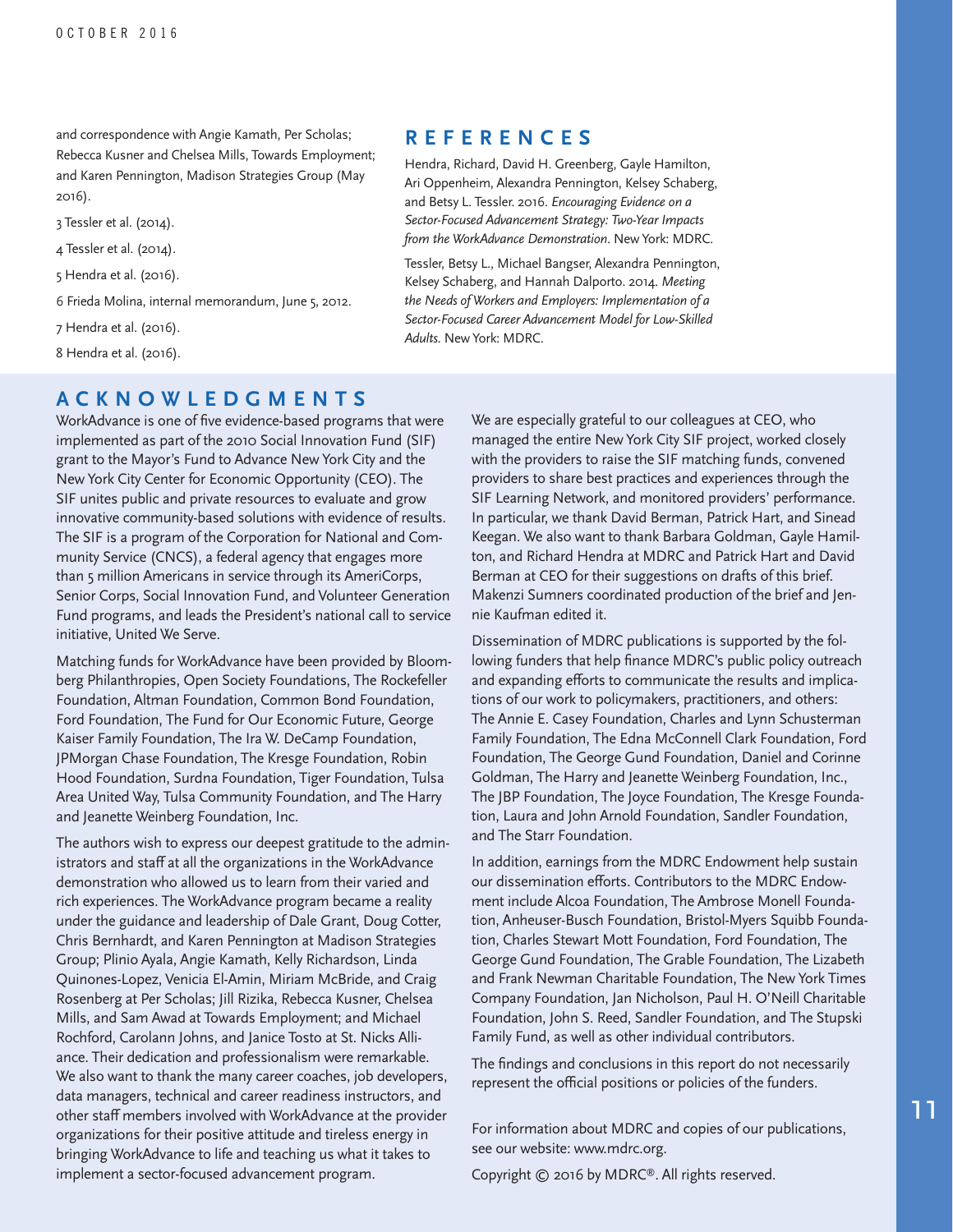and correspondence with Angie Kamath, Per Scholas; Rebecca Kusner and Chelsea Mills, Towards Employment; and Karen Pennington, Madison Strategies Group (May 2016).

3 Tessler et al. (2014).

4 Tessler et al. (2014).

5 Hendra et al. (2016).

6 Frieda Molina, internal memorandum, June 5, 2012.

7 Hendra et al. (2016).

8 Hendra et al. (2016).

## REFERENCES

Hendra, Richard, David H. Greenberg, Gayle Hamilton, Ari Oppenheim, Alexandra Pennington, Kelsey Schaberg, and Betsy L. Tessler. 2016. *Encouraging Evidence on a Sector-Focused Advancement Strategy: Two-Year Impacts from the WorkAdvance Demonstration*. New York: MDRC.

Tessler, Betsy L., Michael Bangser, Alexandra Pennington, Kelsey Schaberg, and Hannah Dalporto. 2014. *Meeting the Needs of Workers and Employers: Implementation of a Sector-Focused Career Advancement Model for Low-Skilled Adults.* New York: MDRC.

## ACKNOWLEDGMENTS

WorkAdvance is one of five evidence-based programs that were implemented as part of the 2010 Social Innovation Fund (SIF) grant to the Mayor's Fund to Advance New York City and the New York City Center for Economic Opportunity (CEO). The SIF unites public and private resources to evaluate and grow innovative community-based solutions with evidence of results. The SIF is a program of the Corporation for National and Community Service (CNCS), a federal agency that engages more than 5 million Americans in service through its AmeriCorps, Senior Corps, Social Innovation Fund, and Volunteer Generation Fund programs, and leads the President's national call to service initiative, United We Serve.

Matching funds for WorkAdvance have been provided by Bloomberg Philanthropies, Open Society Foundations, The Rockefeller Foundation, Altman Foundation, Common Bond Foundation, Ford Foundation, The Fund for Our Economic Future, George Kaiser Family Foundation, The Ira W. DeCamp Foundation, JPMorgan Chase Foundation, The Kresge Foundation, Robin Hood Foundation, Surdna Foundation, Tiger Foundation, Tulsa Area United Way, Tulsa Community Foundation, and The Harry and Jeanette Weinberg Foundation, Inc.

The authors wish to express our deepest gratitude to the administrators and staff at all the organizations in the WorkAdvance demonstration who allowed us to learn from their varied and rich experiences. The WorkAdvance program became a reality under the guidance and leadership of Dale Grant, Doug Cotter, Chris Bernhardt, and Karen Pennington at Madison Strategies Group; Plinio Ayala, Angie Kamath, Kelly Richardson, Linda Quinones-Lopez, Venicia El-Amin, Miriam McBride, and Craig Rosenberg at Per Scholas; Jill Rizika, Rebecca Kusner, Chelsea Mills, and Sam Awad at Towards Employment; and Michael Rochford, Carolann Johns, and Janice Tosto at St. Nicks Alliance. Their dedication and professionalism were remarkable. We also want to thank the many career coaches, job developers, data managers, technical and career readiness instructors, and other staff members involved with WorkAdvance at the provider organizations for their positive attitude and tireless energy in bringing WorkAdvance to life and teaching us what it takes to implement a sector-focused advancement program.

We are especially grateful to our colleagues at CEO, who managed the entire New York City SIF project, worked closely with the providers to raise the SIF matching funds, convened providers to share best practices and experiences through the SIF Learning Network, and monitored providers' performance. In particular, we thank David Berman, Patrick Hart, and Sinead Keegan. We also want to thank Barbara Goldman, Gayle Hamilton, and Richard Hendra at MDRC and Patrick Hart and David Berman at CEO for their suggestions on drafts of this brief. Makenzi Sumners coordinated production of the brief and Jennie Kaufman edited it.

Dissemination of MDRC publications is supported by the following funders that help finance MDRC's public policy outreach and expanding efforts to communicate the results and implications of our work to policymakers, practitioners, and others: The Annie E. Casey Foundation, Charles and Lynn Schusterman Family Foundation, The Edna McConnell Clark Foundation, Ford Foundation, The George Gund Foundation, Daniel and Corinne Goldman, The Harry and Jeanette Weinberg Foundation, Inc., The JBP Foundation, The Joyce Foundation, The Kresge Foundation, Laura and John Arnold Foundation, Sandler Foundation, and The Starr Foundation.

In addition, earnings from the MDRC Endowment help sustain our dissemination efforts. Contributors to the MDRC Endowment include Alcoa Foundation, The Ambrose Monell Foundation, Anheuser-Busch Foundation, Bristol-Myers Squibb Foundation, Charles Stewart Mott Foundation, Ford Foundation, The George Gund Foundation, The Grable Foundation, The Lizabeth and Frank Newman Charitable Foundation, The New York Times Company Foundation, Jan Nicholson, Paul H. O'Neill Charitable Foundation, John S. Reed, Sandler Foundation, and The Stupski Family Fund, as well as other individual contributors.

The findings and conclusions in this report do not necessarily represent the official positions or policies of the funders.

For information about MDRC and copies of our publications, see our website: www.mdrc.org.

Copyright © 2016 by MDRC®. All rights reserved.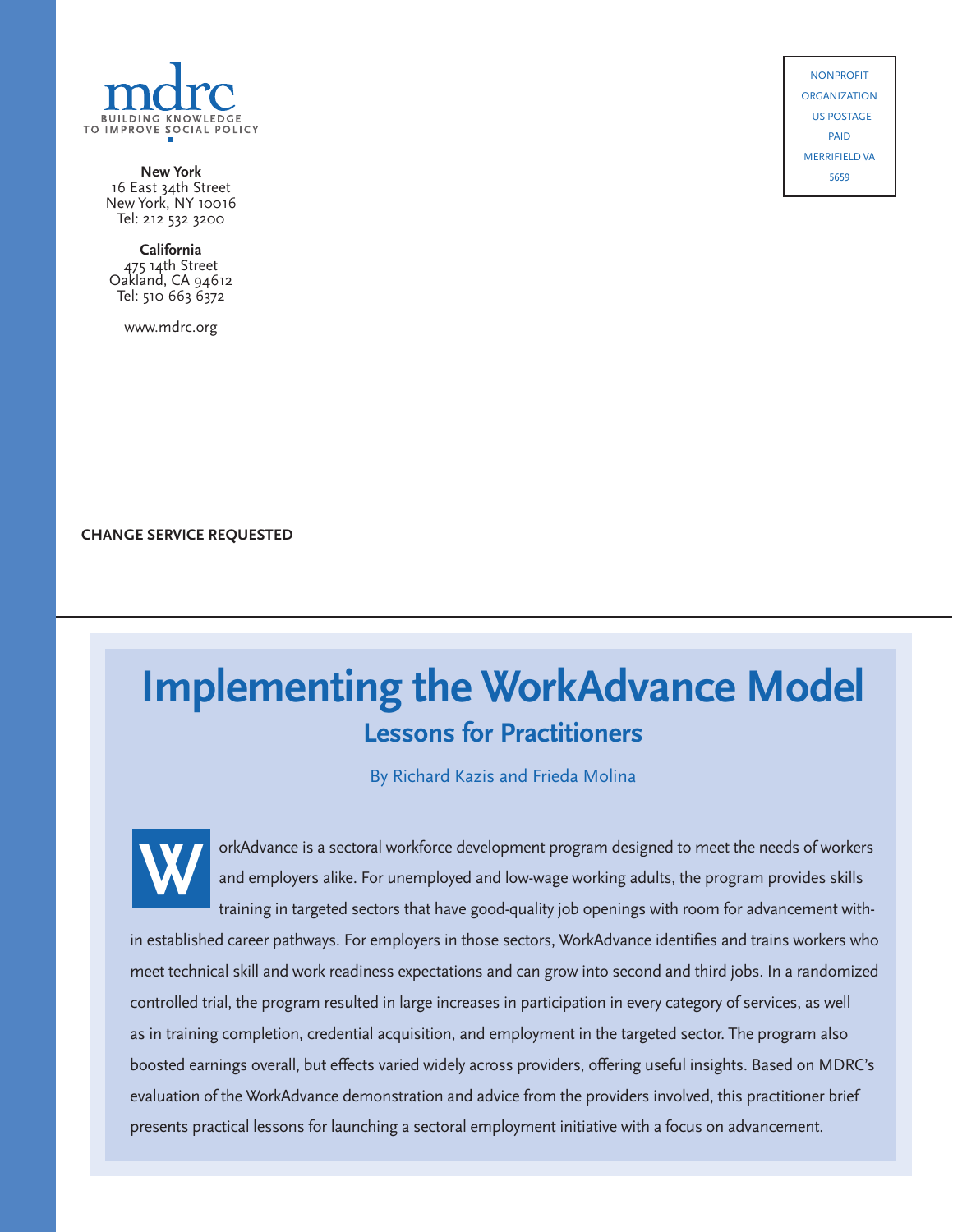mdrc

BUILDING KNOWLEDGE TO IMPROVE SOCIAL POLICY

**New York**
16 East 34th Street
New York, NY 10016
Tel: 212 532 3200

**California**
475 14th Street
Oakland, CA 94612
Tel: 510 663 6372

www.mdrc.org

NONPROFIT
ORGANIZATION
US POSTAGE
PAID
MERRIFIELD VA
5659

**CHANGE SERVICE REQUESTED**

# Implementing the WorkAdvance Model

## Lessons for Practitioners

By Richard Kazis and Frieda Molina

WorkAdvance is a sectoral workforce development program designed to meet the needs of workers and employers alike. For unemployed and low-wage working adults, the program provides skills training in targeted sectors that have good-quality job openings with room for advancement within established career pathways. For employers in those sectors, WorkAdvance identifies and trains workers who meet technical skill and work readiness expectations and can grow into second and third jobs. In a randomized controlled trial, the program resulted in large increases in participation in every category of services, as well as in training completion, credential acquisition, and employment in the targeted sector. The program also boosted earnings overall, but effects varied widely across providers, offering useful insights. Based on MDRC's evaluation of the WorkAdvance demonstration and advice from the providers involved, this practitioner brief presents practical lessons for launching a sectoral employment initiative with a focus on advancement.